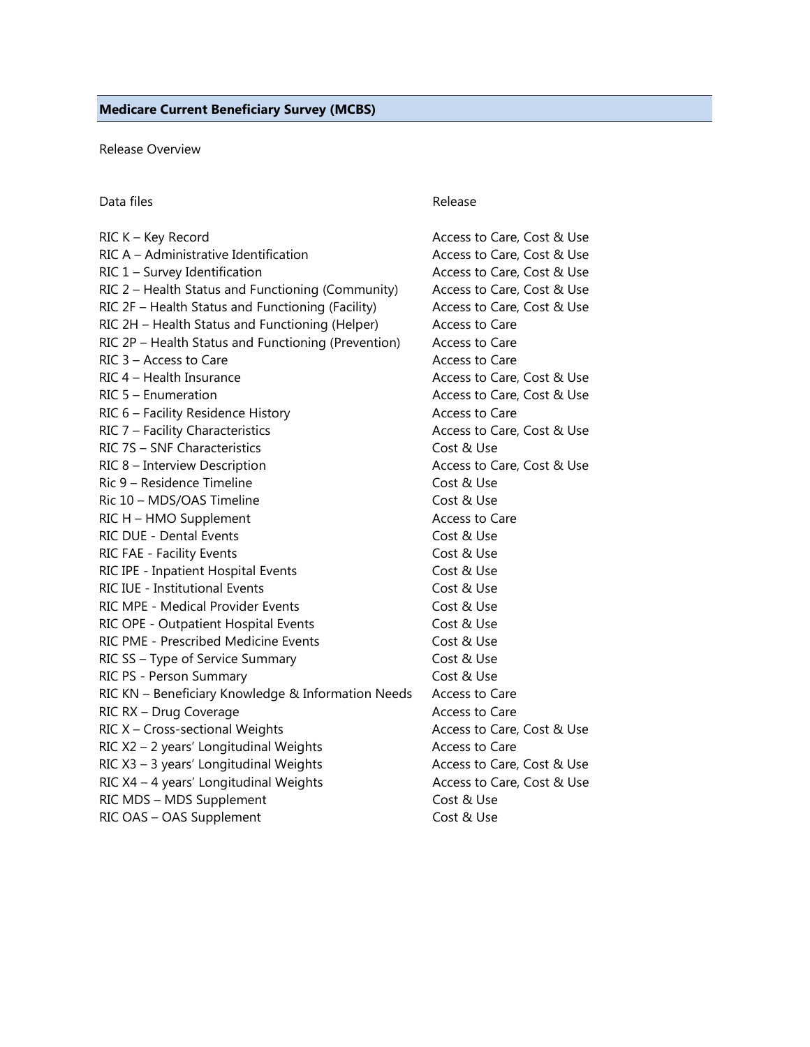# Medicare Current Beneficiary Survey (MCBS)

Release Overview

| Data files | Release |
| --- | --- |
| RIC K – Key Record | Access to Care, Cost & Use |
| RIC A – Administrative Identification | Access to Care, Cost & Use |
| RIC 1 – Survey Identification | Access to Care, Cost & Use |
| RIC 2 – Health Status and Functioning (Community) | Access to Care, Cost & Use |
| RIC 2F – Health Status and Functioning (Facility) | Access to Care, Cost & Use |
| RIC 2H – Health Status and Functioning (Helper) | Access to Care |
| RIC 2P – Health Status and Functioning (Prevention) | Access to Care |
| RIC 3 – Access to Care | Access to Care |
| RIC 4 – Health Insurance | Access to Care, Cost & Use |
| RIC 5 – Enumeration | Access to Care, Cost & Use |
| RIC 6 – Facility Residence History | Access to Care |
| RIC 7 – Facility Characteristics | Access to Care, Cost & Use |
| RIC 7S – SNF Characteristics | Cost & Use |
| RIC 8 – Interview Description | Access to Care, Cost & Use |
| Ric 9 – Residence Timeline | Cost & Use |
| Ric 10 – MDS/OAS Timeline | Cost & Use |
| RIC H – HMO Supplement | Access to Care |
| RIC DUE - Dental Events | Cost & Use |
| RIC FAE - Facility Events | Cost & Use |
| RIC IPE - Inpatient Hospital Events | Cost & Use |
| RIC IUE - Institutional Events | Cost & Use |
| RIC MPE - Medical Provider Events | Cost & Use |
| RIC OPE - Outpatient Hospital Events | Cost & Use |
| RIC PME - Prescribed Medicine Events | Cost & Use |
| RIC SS – Type of Service Summary | Cost & Use |
| RIC PS - Person Summary | Cost & Use |
| RIC KN – Beneficiary Knowledge & Information Needs | Access to Care |
| RIC RX – Drug Coverage | Access to Care |
| RIC X – Cross-sectional Weights | Access to Care, Cost & Use |
| RIC X2 – 2 years' Longitudinal Weights | Access to Care |
| RIC X3 – 3 years' Longitudinal Weights | Access to Care, Cost & Use |
| RIC X4 – 4 years' Longitudinal Weights | Access to Care, Cost & Use |
| RIC MDS – MDS Supplement | Cost & Use |
| RIC OAS – OAS Supplement | Cost & Use |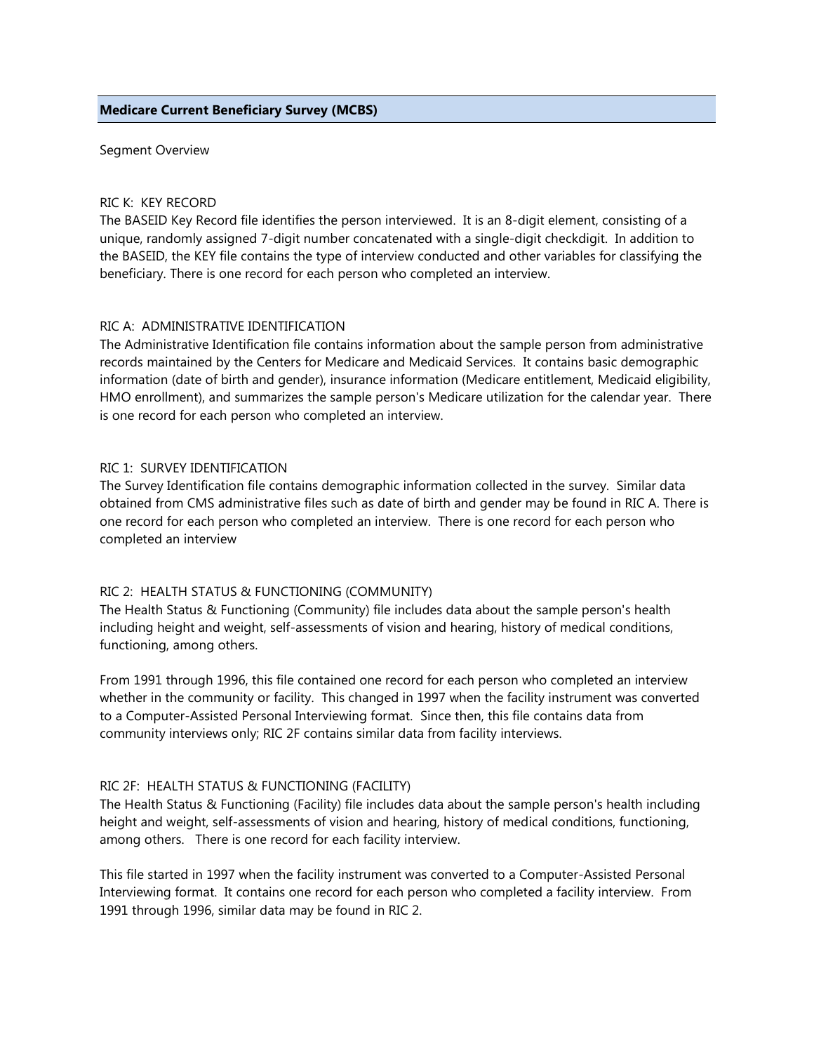**Medicare Current Beneficiary Survey (MCBS)**

Segment Overview

RIC K: KEY RECORD

The BASEID Key Record file identifies the person interviewed. It is an 8-digit element, consisting of a unique, randomly assigned 7-digit number concatenated with a single-digit checkdigit. In addition to the BASEID, the KEY file contains the type of interview conducted and other variables for classifying the beneficiary. There is one record for each person who completed an interview.

RIC A: ADMINISTRATIVE IDENTIFICATION

The Administrative Identification file contains information about the sample person from administrative records maintained by the Centers for Medicare and Medicaid Services. It contains basic demographic information (date of birth and gender), insurance information (Medicare entitlement, Medicaid eligibility, HMO enrollment), and summarizes the sample person's Medicare utilization for the calendar year. There is one record for each person who completed an interview.

RIC 1: SURVEY IDENTIFICATION

The Survey Identification file contains demographic information collected in the survey. Similar data obtained from CMS administrative files such as date of birth and gender may be found in RIC A. There is one record for each person who completed an interview. There is one record for each person who completed an interview

RIC 2: HEALTH STATUS & FUNCTIONING (COMMUNITY)

The Health Status & Functioning (Community) file includes data about the sample person's health including height and weight, self-assessments of vision and hearing, history of medical conditions, functioning, among others.

From 1991 through 1996, this file contained one record for each person who completed an interview whether in the community or facility. This changed in 1997 when the facility instrument was converted to a Computer-Assisted Personal Interviewing format. Since then, this file contains data from community interviews only; RIC 2F contains similar data from facility interviews.

RIC 2F: HEALTH STATUS & FUNCTIONING (FACILITY)

The Health Status & Functioning (Facility) file includes data about the sample person's health including height and weight, self-assessments of vision and hearing, history of medical conditions, functioning, among others. There is one record for each facility interview.

This file started in 1997 when the facility instrument was converted to a Computer-Assisted Personal Interviewing format. It contains one record for each person who completed a facility interview. From 1991 through 1996, similar data may be found in RIC 2.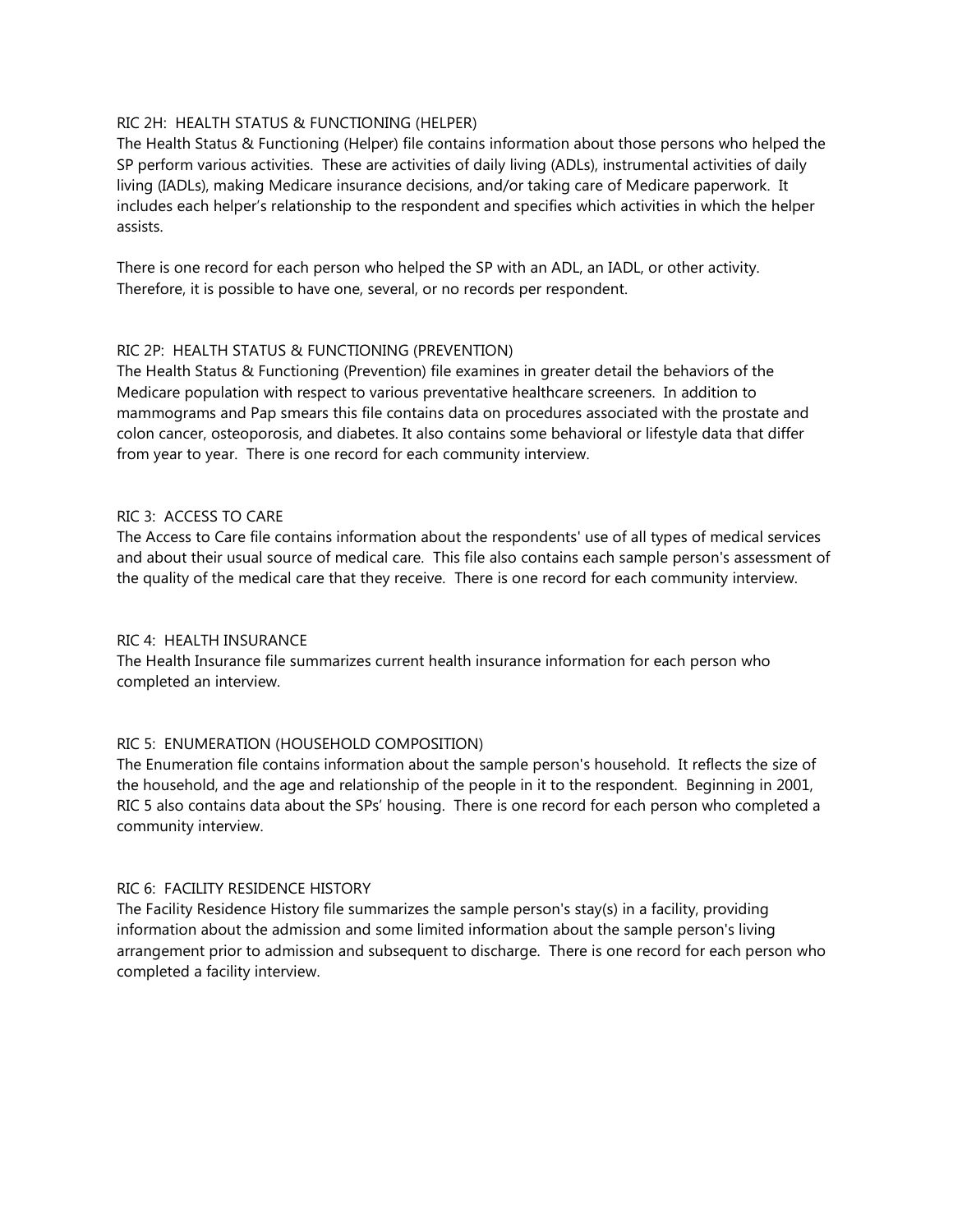### RIC 2H: HEALTH STATUS & FUNCTIONING (HELPER)

The Health Status & Functioning (Helper) file contains information about those persons who helped the SP perform various activities. These are activities of daily living (ADLs), instrumental activities of daily living (IADLs), making Medicare insurance decisions, and/or taking care of Medicare paperwork. It includes each helper's relationship to the respondent and specifies which activities in which the helper assists.

There is one record for each person who helped the SP with an ADL, an IADL, or other activity. Therefore, it is possible to have one, several, or no records per respondent.

### RIC 2P: HEALTH STATUS & FUNCTIONING (PREVENTION)

The Health Status & Functioning (Prevention) file examines in greater detail the behaviors of the Medicare population with respect to various preventative healthcare screeners. In addition to mammograms and Pap smears this file contains data on procedures associated with the prostate and colon cancer, osteoporosis, and diabetes. It also contains some behavioral or lifestyle data that differ from year to year. There is one record for each community interview.

### RIC 3: ACCESS TO CARE

The Access to Care file contains information about the respondents' use of all types of medical services and about their usual source of medical care. This file also contains each sample person's assessment of the quality of the medical care that they receive. There is one record for each community interview.

### RIC 4: HEALTH INSURANCE

The Health Insurance file summarizes current health insurance information for each person who completed an interview.

### RIC 5: ENUMERATION (HOUSEHOLD COMPOSITION)

The Enumeration file contains information about the sample person's household. It reflects the size of the household, and the age and relationship of the people in it to the respondent. Beginning in 2001, RIC 5 also contains data about the SPs' housing. There is one record for each person who completed a community interview.

### RIC 6: FACILITY RESIDENCE HISTORY

The Facility Residence History file summarizes the sample person's stay(s) in a facility, providing information about the admission and some limited information about the sample person's living arrangement prior to admission and subsequent to discharge. There is one record for each person who completed a facility interview.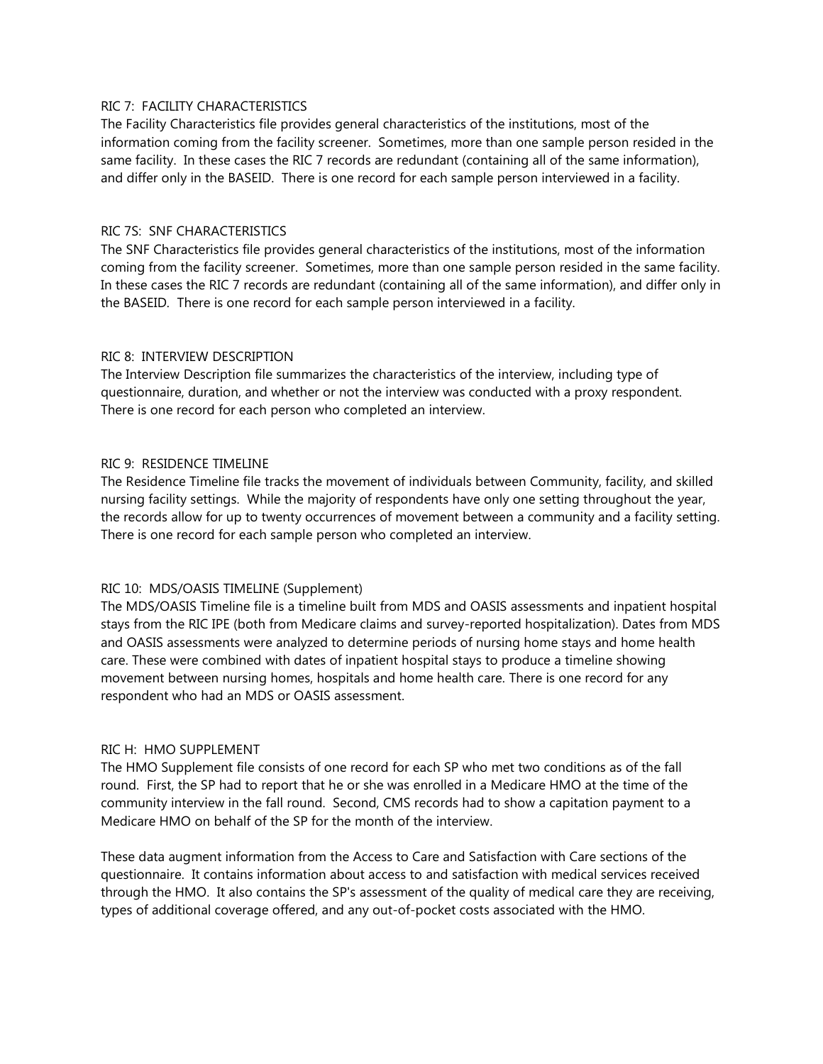RIC 7: FACILITY CHARACTERISTICS

The Facility Characteristics file provides general characteristics of the institutions, most of the information coming from the facility screener. Sometimes, more than one sample person resided in the same facility. In these cases the RIC 7 records are redundant (containing all of the same information), and differ only in the BASEID. There is one record for each sample person interviewed in a facility.

RIC 7S: SNF CHARACTERISTICS

The SNF Characteristics file provides general characteristics of the institutions, most of the information coming from the facility screener. Sometimes, more than one sample person resided in the same facility. In these cases the RIC 7 records are redundant (containing all of the same information), and differ only in the BASEID. There is one record for each sample person interviewed in a facility.

RIC 8: INTERVIEW DESCRIPTION

The Interview Description file summarizes the characteristics of the interview, including type of questionnaire, duration, and whether or not the interview was conducted with a proxy respondent. There is one record for each person who completed an interview.

RIC 9: RESIDENCE TIMELINE

The Residence Timeline file tracks the movement of individuals between Community, facility, and skilled nursing facility settings. While the majority of respondents have only one setting throughout the year, the records allow for up to twenty occurrences of movement between a community and a facility setting. There is one record for each sample person who completed an interview.

RIC 10: MDS/OASIS TIMELINE (Supplement)

The MDS/OASIS Timeline file is a timeline built from MDS and OASIS assessments and inpatient hospital stays from the RIC IPE (both from Medicare claims and survey-reported hospitalization). Dates from MDS and OASIS assessments were analyzed to determine periods of nursing home stays and home health care. These were combined with dates of inpatient hospital stays to produce a timeline showing movement between nursing homes, hospitals and home health care. There is one record for any respondent who had an MDS or OASIS assessment.

RIC H: HMO SUPPLEMENT

The HMO Supplement file consists of one record for each SP who met two conditions as of the fall round. First, the SP had to report that he or she was enrolled in a Medicare HMO at the time of the community interview in the fall round. Second, CMS records had to show a capitation payment to a Medicare HMO on behalf of the SP for the month of the interview.

These data augment information from the Access to Care and Satisfaction with Care sections of the questionnaire. It contains information about access to and satisfaction with medical services received through the HMO. It also contains the SP's assessment of the quality of medical care they are receiving, types of additional coverage offered, and any out-of-pocket costs associated with the HMO.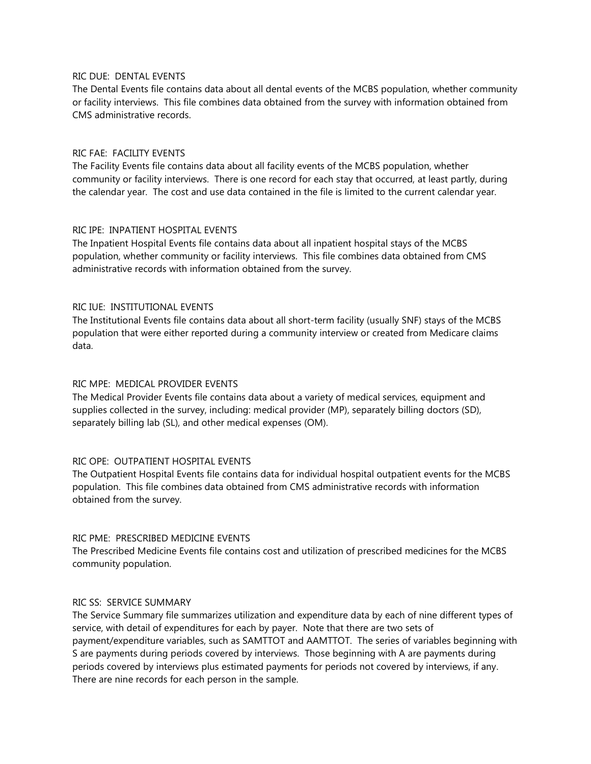RIC DUE: DENTAL EVENTS

The Dental Events file contains data about all dental events of the MCBS population, whether community or facility interviews. This file combines data obtained from the survey with information obtained from CMS administrative records.

RIC FAE: FACILITY EVENTS

The Facility Events file contains data about all facility events of the MCBS population, whether community or facility interviews. There is one record for each stay that occurred, at least partly, during the calendar year. The cost and use data contained in the file is limited to the current calendar year.

RIC IPE: INPATIENT HOSPITAL EVENTS

The Inpatient Hospital Events file contains data about all inpatient hospital stays of the MCBS population, whether community or facility interviews. This file combines data obtained from CMS administrative records with information obtained from the survey.

RIC IUE: INSTITUTIONAL EVENTS

The Institutional Events file contains data about all short-term facility (usually SNF) stays of the MCBS population that were either reported during a community interview or created from Medicare claims data.

RIC MPE: MEDICAL PROVIDER EVENTS

The Medical Provider Events file contains data about a variety of medical services, equipment and supplies collected in the survey, including: medical provider (MP), separately billing doctors (SD), separately billing lab (SL), and other medical expenses (OM).

RIC OPE: OUTPATIENT HOSPITAL EVENTS

The Outpatient Hospital Events file contains data for individual hospital outpatient events for the MCBS population. This file combines data obtained from CMS administrative records with information obtained from the survey.

RIC PME: PRESCRIBED MEDICINE EVENTS

The Prescribed Medicine Events file contains cost and utilization of prescribed medicines for the MCBS community population.

RIC SS: SERVICE SUMMARY

The Service Summary file summarizes utilization and expenditure data by each of nine different types of service, with detail of expenditures for each by payer. Note that there are two sets of payment/expenditure variables, such as SAMTTOT and AAMTTOT. The series of variables beginning with S are payments during periods covered by interviews. Those beginning with A are payments during periods covered by interviews plus estimated payments for periods not covered by interviews, if any. There are nine records for each person in the sample.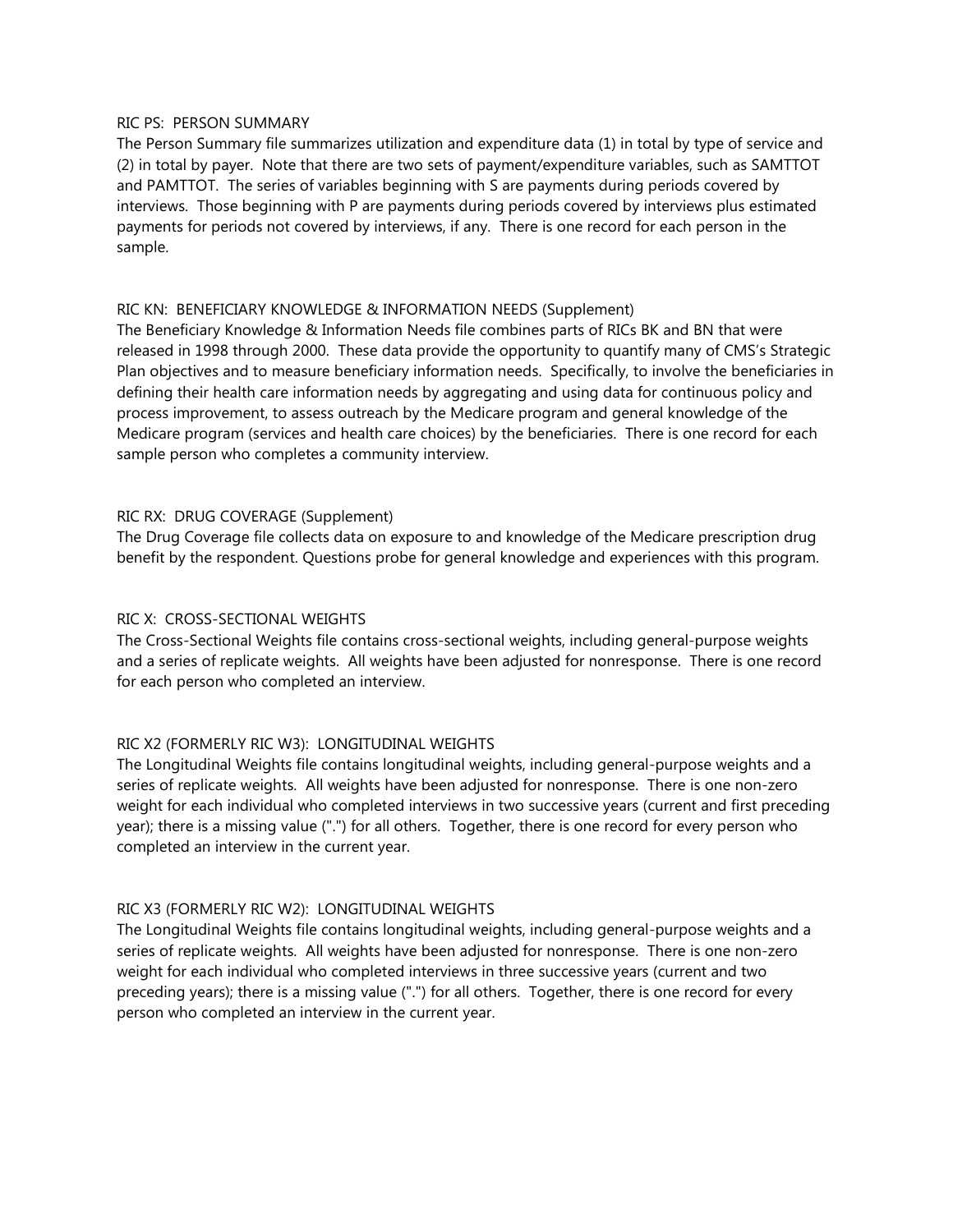RIC PS: PERSON SUMMARY

The Person Summary file summarizes utilization and expenditure data (1) in total by type of service and (2) in total by payer. Note that there are two sets of payment/expenditure variables, such as SAMTTOT and PAMTTOT. The series of variables beginning with S are payments during periods covered by interviews. Those beginning with P are payments during periods covered by interviews plus estimated payments for periods not covered by interviews, if any. There is one record for each person in the sample.

RIC KN: BENEFICIARY KNOWLEDGE & INFORMATION NEEDS (Supplement)

The Beneficiary Knowledge & Information Needs file combines parts of RICs BK and BN that were released in 1998 through 2000. These data provide the opportunity to quantify many of CMS's Strategic Plan objectives and to measure beneficiary information needs. Specifically, to involve the beneficiaries in defining their health care information needs by aggregating and using data for continuous policy and process improvement, to assess outreach by the Medicare program and general knowledge of the Medicare program (services and health care choices) by the beneficiaries. There is one record for each sample person who completes a community interview.

RIC RX: DRUG COVERAGE (Supplement)

The Drug Coverage file collects data on exposure to and knowledge of the Medicare prescription drug benefit by the respondent. Questions probe for general knowledge and experiences with this program.

RIC X: CROSS-SECTIONAL WEIGHTS

The Cross-Sectional Weights file contains cross-sectional weights, including general-purpose weights and a series of replicate weights. All weights have been adjusted for nonresponse. There is one record for each person who completed an interview.

RIC X2 (FORMERLY RIC W3): LONGITUDINAL WEIGHTS

The Longitudinal Weights file contains longitudinal weights, including general-purpose weights and a series of replicate weights. All weights have been adjusted for nonresponse. There is one non-zero weight for each individual who completed interviews in two successive years (current and first preceding year); there is a missing value (".") for all others. Together, there is one record for every person who completed an interview in the current year.

RIC X3 (FORMERLY RIC W2): LONGITUDINAL WEIGHTS

The Longitudinal Weights file contains longitudinal weights, including general-purpose weights and a series of replicate weights. All weights have been adjusted for nonresponse. There is one non-zero weight for each individual who completed interviews in three successive years (current and two preceding years); there is a missing value (".") for all others. Together, there is one record for every person who completed an interview in the current year.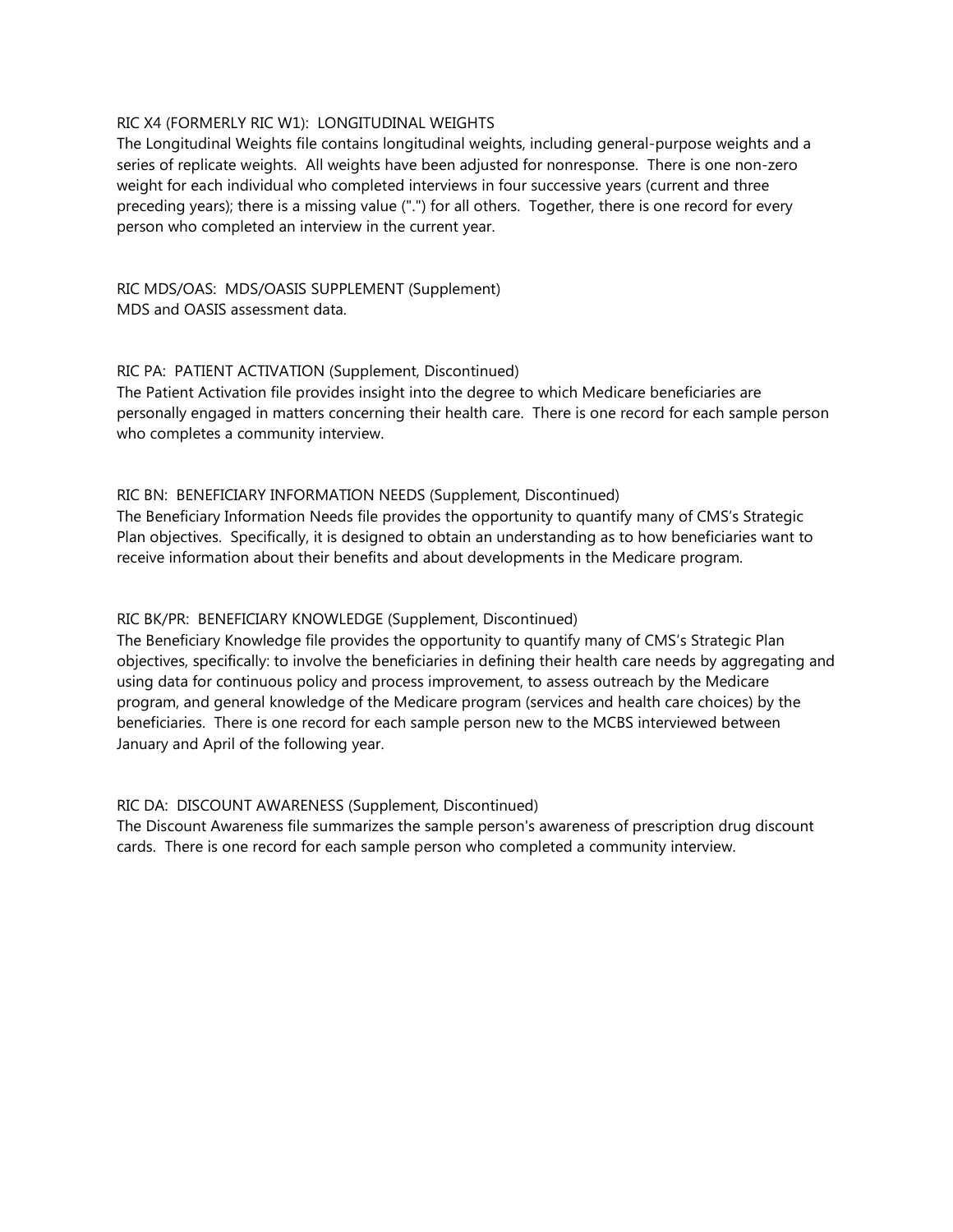RIC X4 (FORMERLY RIC W1): LONGITUDINAL WEIGHTS

The Longitudinal Weights file contains longitudinal weights, including general-purpose weights and a series of replicate weights. All weights have been adjusted for nonresponse. There is one non-zero weight for each individual who completed interviews in four successive years (current and three preceding years); there is a missing value (".") for all others. Together, there is one record for every person who completed an interview in the current year.

RIC MDS/OAS: MDS/OASIS SUPPLEMENT (Supplement)

MDS and OASIS assessment data.

RIC PA: PATIENT ACTIVATION (Supplement, Discontinued)

The Patient Activation file provides insight into the degree to which Medicare beneficiaries are personally engaged in matters concerning their health care. There is one record for each sample person who completes a community interview.

RIC BN: BENEFICIARY INFORMATION NEEDS (Supplement, Discontinued)

The Beneficiary Information Needs file provides the opportunity to quantify many of CMS's Strategic Plan objectives. Specifically, it is designed to obtain an understanding as to how beneficiaries want to receive information about their benefits and about developments in the Medicare program.

RIC BK/PR: BENEFICIARY KNOWLEDGE (Supplement, Discontinued)

The Beneficiary Knowledge file provides the opportunity to quantify many of CMS's Strategic Plan objectives, specifically: to involve the beneficiaries in defining their health care needs by aggregating and using data for continuous policy and process improvement, to assess outreach by the Medicare program, and general knowledge of the Medicare program (services and health care choices) by the beneficiaries. There is one record for each sample person new to the MCBS interviewed between January and April of the following year.

RIC DA: DISCOUNT AWARENESS (Supplement, Discontinued)

The Discount Awareness file summarizes the sample person's awareness of prescription drug discount cards. There is one record for each sample person who completed a community interview.